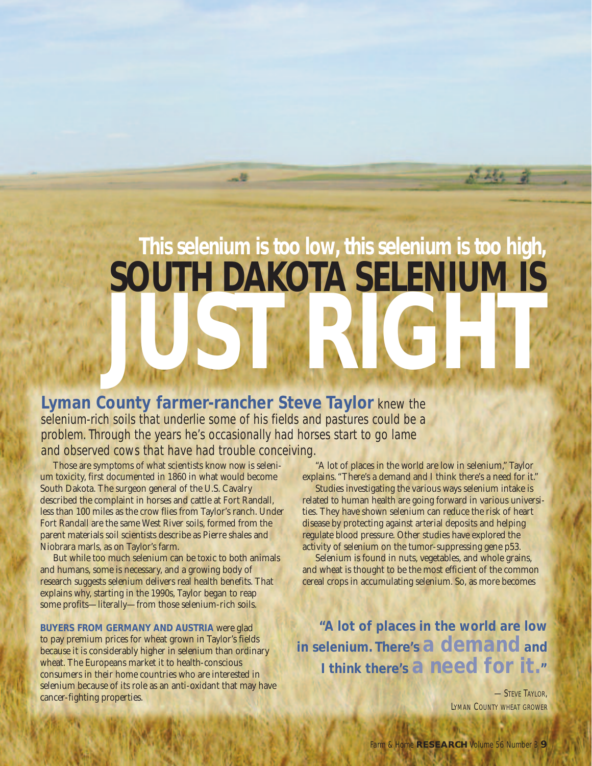# This selenium is too low, this selenium is too high, SOUTH DAKOTA SELENIUM IS JUST RIGHT

**Lyman County farmer-rancher Steve Taylor** knew the selenium-rich soils that underlie some of his fields and pastures could be a problem. Through the years he's occasionally had horses start to go lame and observed cows that have had trouble conceiving.

Those are symptoms of what scientists know now is selenium toxicity, first documented in 1860 in what would become South Dakota. The surgeon general of the U.S. Cavalry described the complaint in horses and cattle at Fort Randall, less than 100 miles as the crow flies from Taylor's ranch. Under Fort Randall are the same West River soils, formed from the parent materials soil scientists describe as Pierre shales and Niobrara marls, as on Taylor's farm.

But while too much selenium can be toxic to both animals and humans, some is necessary, and a growing body of research suggests selenium delivers real health benefits. That explains why, starting in the 1990s, Taylor began to reap some profits—literally—from those selenium-rich soils.

**BUYERS FROM GERMANY AND AUSTRIA** were glad to pay premium prices for wheat grown in Taylor's fields because it is considerably higher in selenium than ordinary wheat. The Europeans market it to health-conscious consumers in their home countries who are interested in selenium because of its role as an anti-oxidant that may have cancer-fighting properties.

"A lot of places in the world are low in selenium," Taylor explains. "There's a demand and I think there's a need for it."

Studies investigating the various ways selenium intake is related to human health are going forward in various universities. They have shown selenium can reduce the risk of heart disease by protecting against arterial deposits and helping regulate blood pressure. Other studies have explored the activity of selenium on the tumor-suppressing gene p53.

Selenium is found in nuts, vegetables, and whole grains, and wheat is thought to be the most efficient of the common cereal crops in accumulating selenium. So, as more becomes

> **"A lot of places in the world are low in selenium. There's a demand and I think there's a need for it."**
>
> — Steve Taylor, Lyman County wheat grower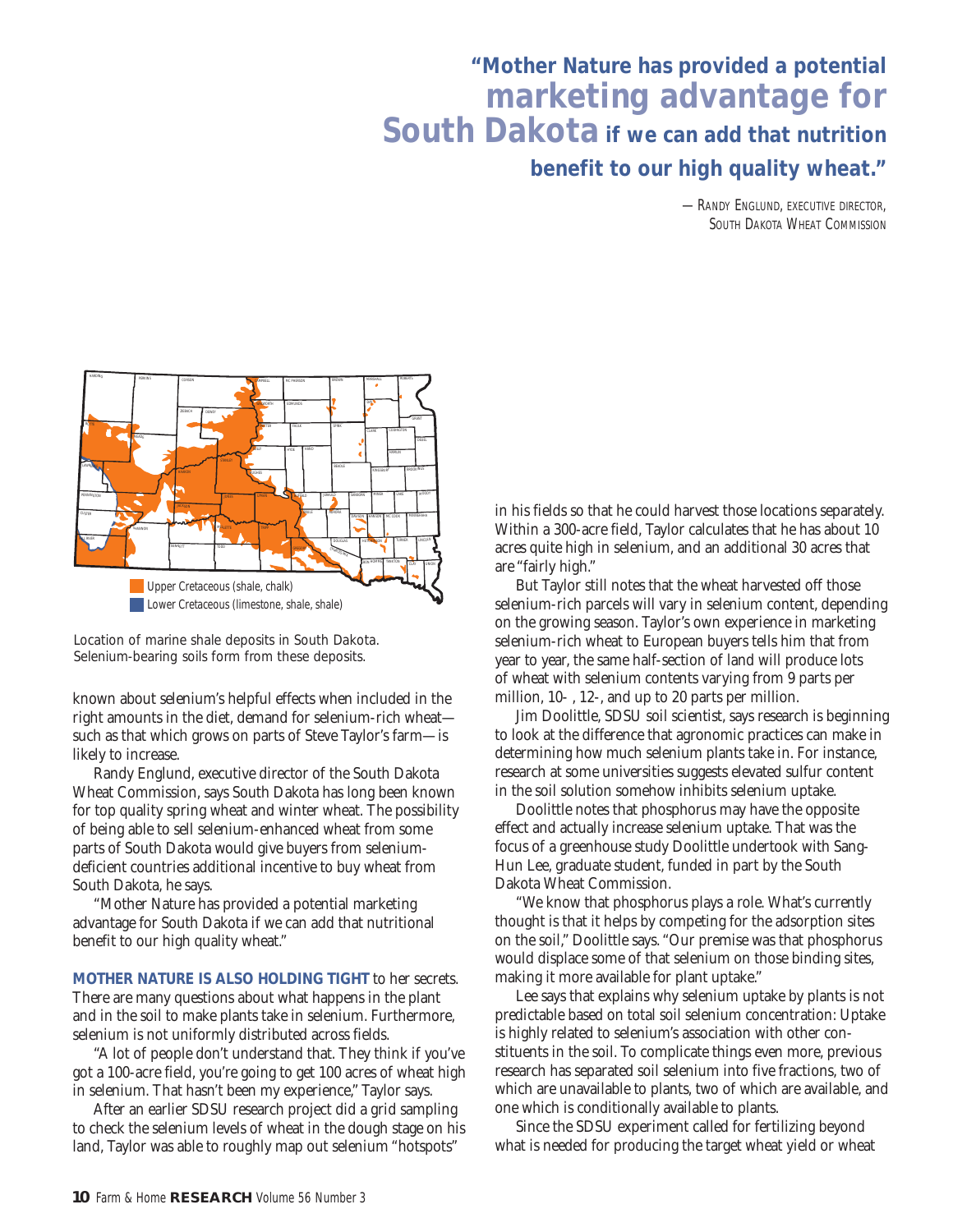> **"Mother Nature has provided a potential marketing advantage for South Dakota if we can add that nutrition benefit to our high quality wheat."**
>
> — Randy Englund, executive director, South Dakota Wheat Commission

Upper Cretaceous (shale, chalk)
Lower Cretaceous (limestone, shale, shale)

Location of marine shale deposits in South Dakota. Selenium-bearing soils form from these deposits.

known about selenium's helpful effects when included in the right amounts in the diet, demand for selenium-rich wheat—such as that which grows on parts of Steve Taylor's farm—is likely to increase.

Randy Englund, executive director of the South Dakota Wheat Commission, says South Dakota has long been known for top quality spring wheat and winter wheat. The possibility of being able to sell selenium-enhanced wheat from some parts of South Dakota would give buyers from selenium-deficient countries additional incentive to buy wheat from South Dakota, he says.

"Mother Nature has provided a potential marketing advantage for South Dakota if we can add that nutritional benefit to our high quality wheat."

**MOTHER NATURE IS ALSO HOLDING TIGHT** to her secrets. There are many questions about what happens in the plant and in the soil to make plants take in selenium. Furthermore, selenium is not uniformly distributed across fields.

"A lot of people don't understand that. They think if you've got a 100-acre field, you're going to get 100 acres of wheat high in selenium. That hasn't been my experience," Taylor says.

After an earlier SDSU research project did a grid sampling to check the selenium levels of wheat in the dough stage on his land, Taylor was able to roughly map out selenium "hotspots" in his fields so that he could harvest those locations separately. Within a 300-acre field, Taylor calculates that he has about 10 acres quite high in selenium, and an additional 30 acres that are "fairly high."

But Taylor still notes that the wheat harvested off those selenium-rich parcels will vary in selenium content, depending on the growing season. Taylor's own experience in marketing selenium-rich wheat to European buyers tells him that from year to year, the same half-section of land will produce lots of wheat with selenium contents varying from 9 parts per million, 10- , 12-, and up to 20 parts per million.

Jim Doolittle, SDSU soil scientist, says research is beginning to look at the difference that agronomic practices can make in determining how much selenium plants take in. For instance, research at some universities suggests elevated sulfur content in the soil solution somehow inhibits selenium uptake.

Doolittle notes that phosphorus may have the opposite effect and actually increase selenium uptake. That was the focus of a greenhouse study Doolittle undertook with Sang-Hun Lee, graduate student, funded in part by the South Dakota Wheat Commission.

"We know that phosphorus plays a role. What's currently thought is that it helps by competing for the adsorption sites on the soil," Doolittle says. "Our premise was that phosphorus would displace some of that selenium on those binding sites, making it more available for plant uptake."

Lee says that explains why selenium uptake by plants is not predictable based on total soil selenium concentration: Uptake is highly related to selenium's association with other constituents in the soil. To complicate things even more, previous research has separated soil selenium into five fractions, two of which are unavailable to plants, two of which are available, and one which is conditionally available to plants.

Since the SDSU experiment called for fertilizing beyond what is needed for producing the target wheat yield or wheat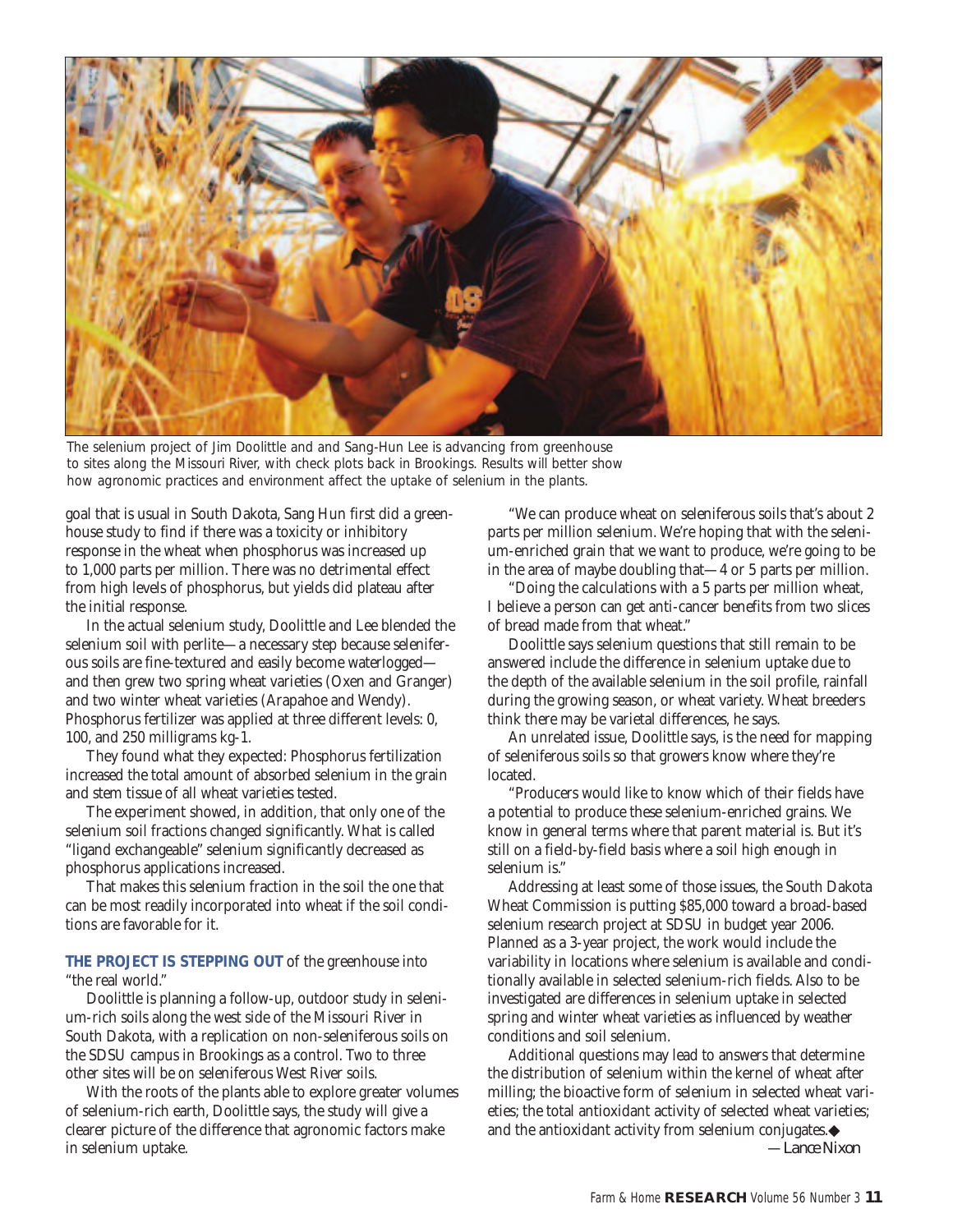The selenium project of Jim Doolittle and and Sang-Hun Lee is advancing from greenhouse to sites along the Missouri River, with check plots back in Brookings. Results will better show how agronomic practices and environment affect the uptake of selenium in the plants.

goal that is usual in South Dakota, Sang Hun first did a greenhouse study to find if there was a toxicity or inhibitory response in the wheat when phosphorus was increased up to 1,000 parts per million. There was no detrimental effect from high levels of phosphorus, but yields did plateau after the initial response.

In the actual selenium study, Doolittle and Lee blended the selenium soil with perlite—a necessary step because seleniferous soils are fine-textured and easily become waterlogged—and then grew two spring wheat varieties (Oxen and Granger) and two winter wheat varieties (Arapahoe and Wendy). Phosphorus fertilizer was applied at three different levels: 0, 100, and 250 milligrams kg-1.

They found what they expected: Phosphorus fertilization increased the total amount of absorbed selenium in the grain and stem tissue of all wheat varieties tested.

The experiment showed, in addition, that only one of the selenium soil fractions changed significantly. What is called "ligand exchangeable" selenium significantly decreased as phosphorus applications increased.

That makes this selenium fraction in the soil the one that can be most readily incorporated into wheat if the soil conditions are favorable for it.

**THE PROJECT IS STEPPING OUT** of the greenhouse into "the real world."

Doolittle is planning a follow-up, outdoor study in selenium-rich soils along the west side of the Missouri River in South Dakota, with a replication on non-seleniferous soils on the SDSU campus in Brookings as a control. Two to three other sites will be on seleniferous West River soils.

With the roots of the plants able to explore greater volumes of selenium-rich earth, Doolittle says, the study will give a clearer picture of the difference that agronomic factors make in selenium uptake.

"We can produce wheat on seleniferous soils that's about 2 parts per million selenium. We're hoping that with the selenium-enriched grain that we want to produce, we're going to be in the area of maybe doubling that—4 or 5 parts per million.

"Doing the calculations with a 5 parts per million wheat, I believe a person can get anti-cancer benefits from two slices of bread made from that wheat."

Doolittle says selenium questions that still remain to be answered include the difference in selenium uptake due to the depth of the available selenium in the soil profile, rainfall during the growing season, or wheat variety. Wheat breeders think there may be varietal differences, he says.

An unrelated issue, Doolittle says, is the need for mapping of seleniferous soils so that growers know where they're located.

"Producers would like to know which of their fields have a potential to produce these selenium-enriched grains. We know in general terms where that parent material is. But it's still on a field-by-field basis where a soil high enough in selenium is."

Addressing at least some of those issues, the South Dakota Wheat Commission is putting $85,000 toward a broad-based selenium research project at SDSU in budget year 2006. Planned as a 3-year project, the work would include the variability in locations where selenium is available and conditionally available in selected selenium-rich fields. Also to be investigated are differences in selenium uptake in selected spring and winter wheat varieties as influenced by weather conditions and soil selenium.

Additional questions may lead to answers that determine the distribution of selenium within the kernel of wheat after milling; the bioactive form of selenium in selected wheat varieties; the total antioxidant activity of selected wheat varieties; and the antioxidant activity from selenium conjugates.◆

*—Lance Nixon*